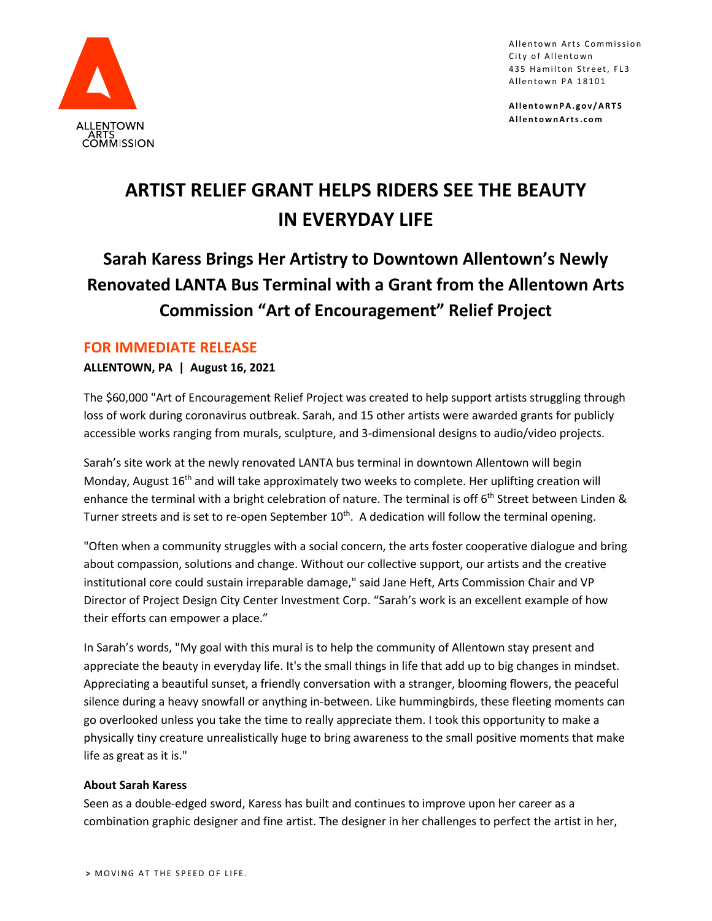ALLENTOWN ARTS COMMISSION

Allentown Arts Commission
City of Allentown
435 Hamilton Street, FL3
Allentown PA 18101

**AllentownPA.gov/ARTS**
**AllentownArts.com**

# ARTIST RELIEF GRANT HELPS RIDERS SEE THE BEAUTY IN EVERYDAY LIFE

## Sarah Karess Brings Her Artistry to Downtown Allentown's Newly Renovated LANTA Bus Terminal with a Grant from the Allentown Arts Commission "Art of Encouragement" Relief Project

### FOR IMMEDIATE RELEASE

**ALLENTOWN, PA | August 16, 2021**

The $60,000 "Art of Encouragement Relief Project was created to help support artists struggling through loss of work during coronavirus outbreak. Sarah, and 15 other artists were awarded grants for publicly accessible works ranging from murals, sculpture, and 3-dimensional designs to audio/video projects.

Sarah's site work at the newly renovated LANTA bus terminal in downtown Allentown will begin Monday, August 16th and will take approximately two weeks to complete. Her uplifting creation will enhance the terminal with a bright celebration of nature. The terminal is off 6th Street between Linden & Turner streets and is set to re-open September 10th. A dedication will follow the terminal opening.

"Often when a community struggles with a social concern, the arts foster cooperative dialogue and bring about compassion, solutions and change. Without our collective support, our artists and the creative institutional core could sustain irreparable damage," said Jane Heft, Arts Commission Chair and VP Director of Project Design City Center Investment Corp. "Sarah's work is an excellent example of how their efforts can empower a place."

In Sarah's words, "My goal with this mural is to help the community of Allentown stay present and appreciate the beauty in everyday life. It's the small things in life that add up to big changes in mindset. Appreciating a beautiful sunset, a friendly conversation with a stranger, blooming flowers, the peaceful silence during a heavy snowfall or anything in-between. Like hummingbirds, these fleeting moments can go overlooked unless you take the time to really appreciate them. I took this opportunity to make a physically tiny creature unrealistically huge to bring awareness to the small positive moments that make life as great as it is."

**About Sarah Karess**

Seen as a double-edged sword, Karess has built and continues to improve upon her career as a combination graphic designer and fine artist. The designer in her challenges to perfect the artist in her,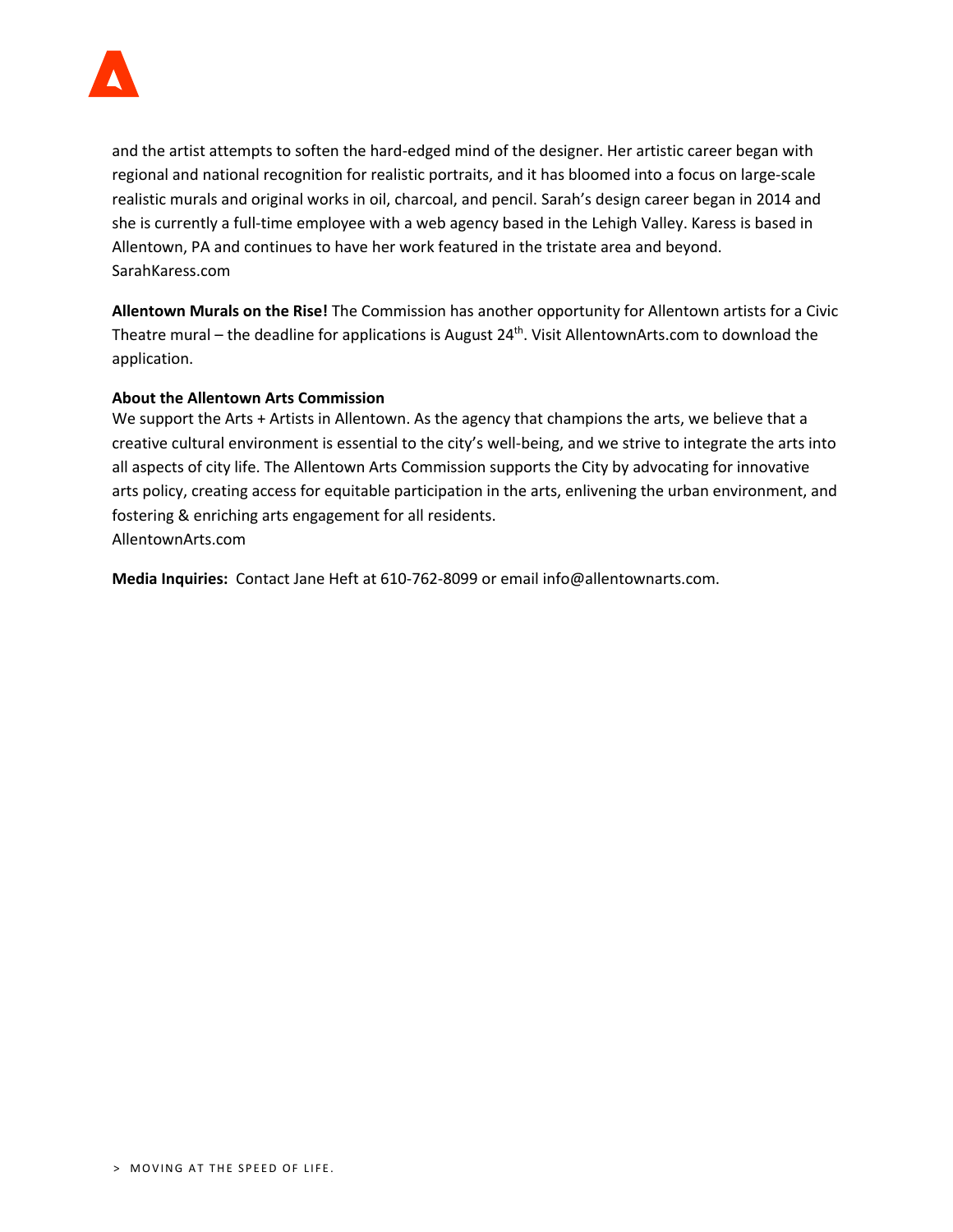and the artist attempts to soften the hard-edged mind of the designer. Her artistic career began with regional and national recognition for realistic portraits, and it has bloomed into a focus on large-scale realistic murals and original works in oil, charcoal, and pencil. Sarah's design career began in 2014 and she is currently a full-time employee with a web agency based in the Lehigh Valley. Karess is based in Allentown, PA and continues to have her work featured in the tristate area and beyond.
SarahKaress.com

**Allentown Murals on the Rise!** The Commission has another opportunity for Allentown artists for a Civic Theatre mural – the deadline for applications is August 24th. Visit AllentownArts.com to download the application.

**About the Allentown Arts Commission**

We support the Arts + Artists in Allentown. As the agency that champions the arts, we believe that a creative cultural environment is essential to the city's well-being, and we strive to integrate the arts into all aspects of city life. The Allentown Arts Commission supports the City by advocating for innovative arts policy, creating access for equitable participation in the arts, enlivening the urban environment, and fostering & enriching arts engagement for all residents.
AllentownArts.com

**Media Inquiries:** Contact Jane Heft at 610-762-8099 or email info@allentownarts.com.